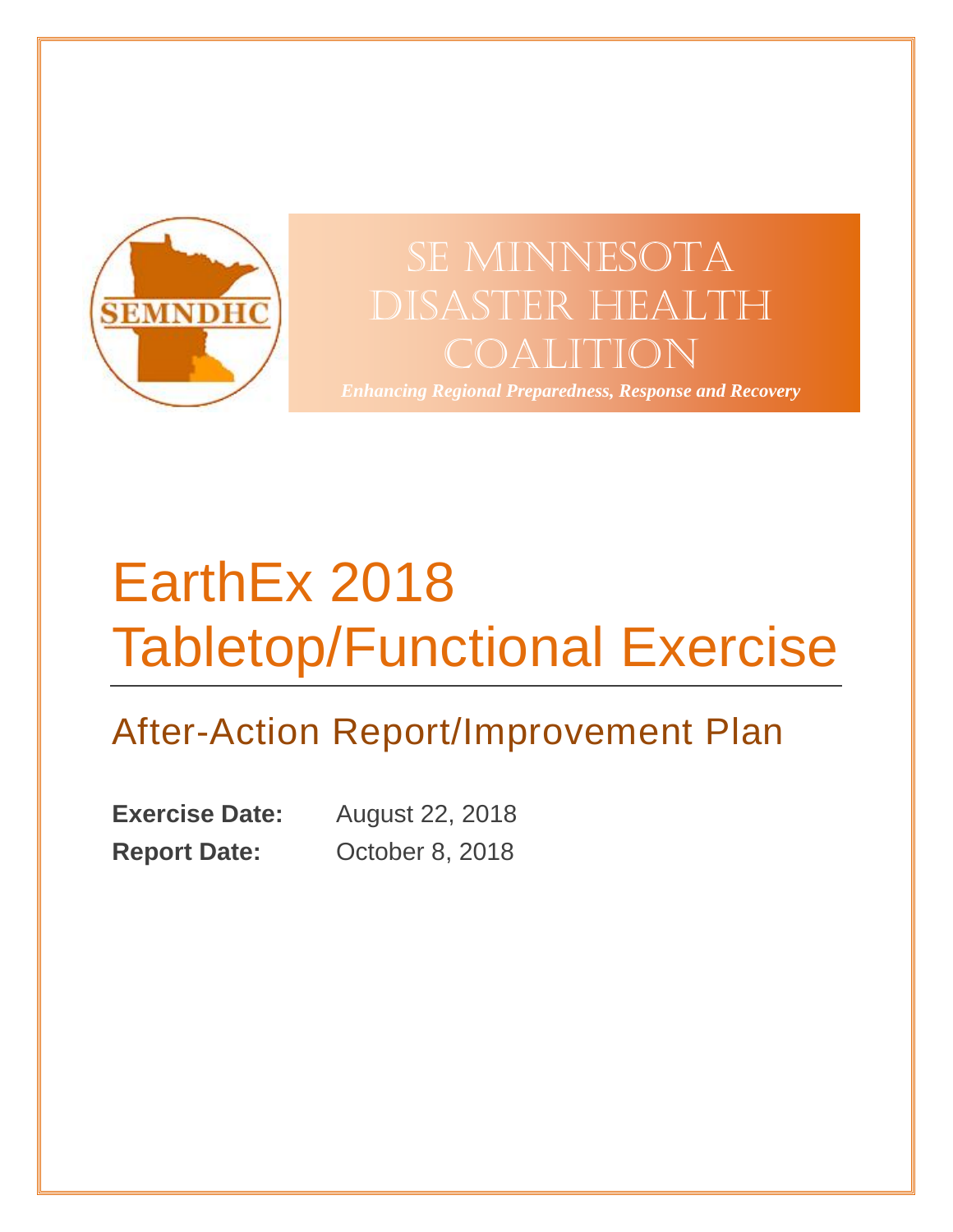SEMNDHC

SE MINNESOTA DISASTER HEALTH COALITION

*Enhancing Regional Preparedness, Response and Recovery*

# EarthEx 2018 Tabletop/Functional Exercise

## After-Action Report/Improvement Plan

**Exercise Date:** August 22, 2018

**Report Date:** October 8, 2018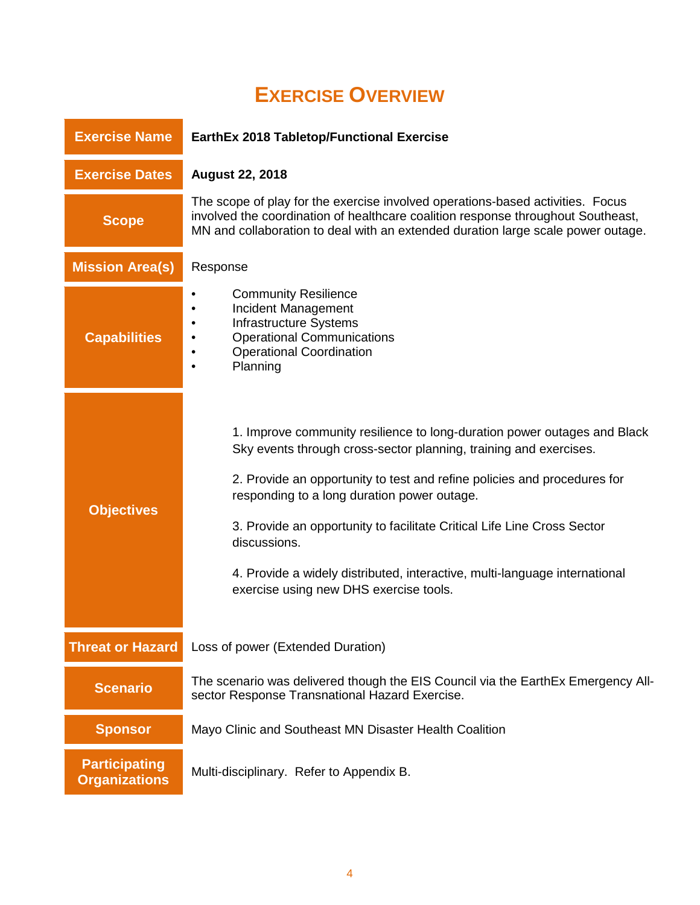# EXERCISE OVERVIEW

| | |
|---|---|
| **Exercise Name** | **EarthEx 2018 Tabletop/Functional Exercise** |
| **Exercise Dates** | **August 22, 2018** |
| **Scope** | The scope of play for the exercise involved operations-based activities. Focus involved the coordination of healthcare coalition response throughout Southeast, MN and collaboration to deal with an extended duration large scale power outage. |
| **Mission Area(s)** | Response |
| **Capabilities** | • Community Resilience<br>• Incident Management<br>• Infrastructure Systems<br>• Operational Communications<br>• Operational Coordination<br>• Planning |
| **Objectives** | 1. Improve community resilience to long-duration power outages and Black Sky events through cross-sector planning, training and exercises.<br><br>2. Provide an opportunity to test and refine policies and procedures for responding to a long duration power outage.<br><br>3. Provide an opportunity to facilitate Critical Life Line Cross Sector discussions.<br><br>4. Provide a widely distributed, interactive, multi-language international exercise using new DHS exercise tools. |
| **Threat or Hazard** | Loss of power (Extended Duration) |
| **Scenario** | The scenario was delivered though the EIS Council via the EarthEx Emergency All-sector Response Transnational Hazard Exercise. |
| **Sponsor** | Mayo Clinic and Southeast MN Disaster Health Coalition |
| **Participating Organizations** | Multi-disciplinary. Refer to Appendix B. |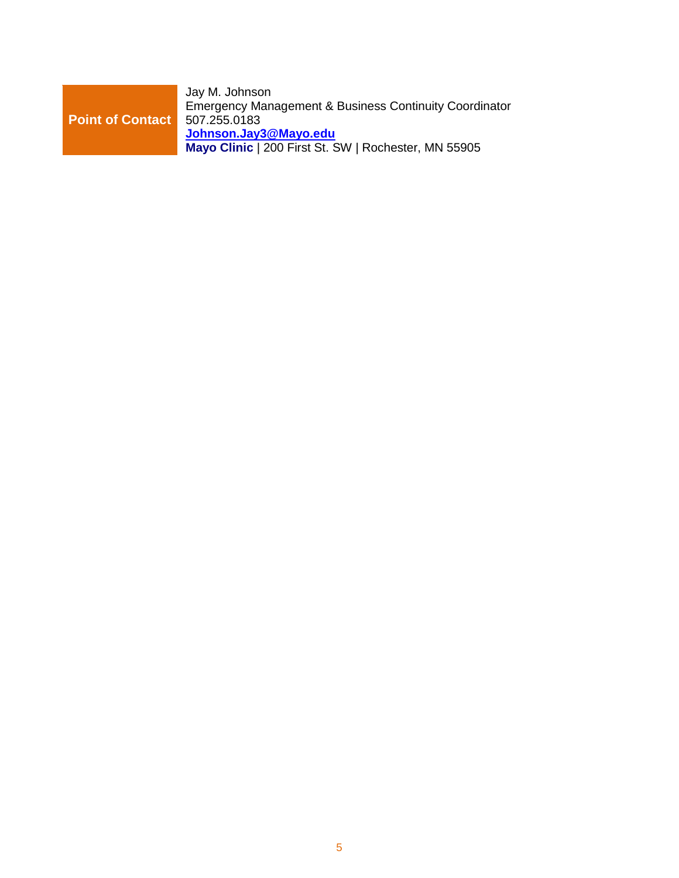| **Point of Contact** | Jay M. Johnson<br>Emergency Management & Business Continuity Coordinator<br>507.255.0183<br>**Johnson.Jay3@Mayo.edu**<br>**Mayo Clinic** \| 200 First St. SW \| Rochester, MN 55905 |
| --- | --- |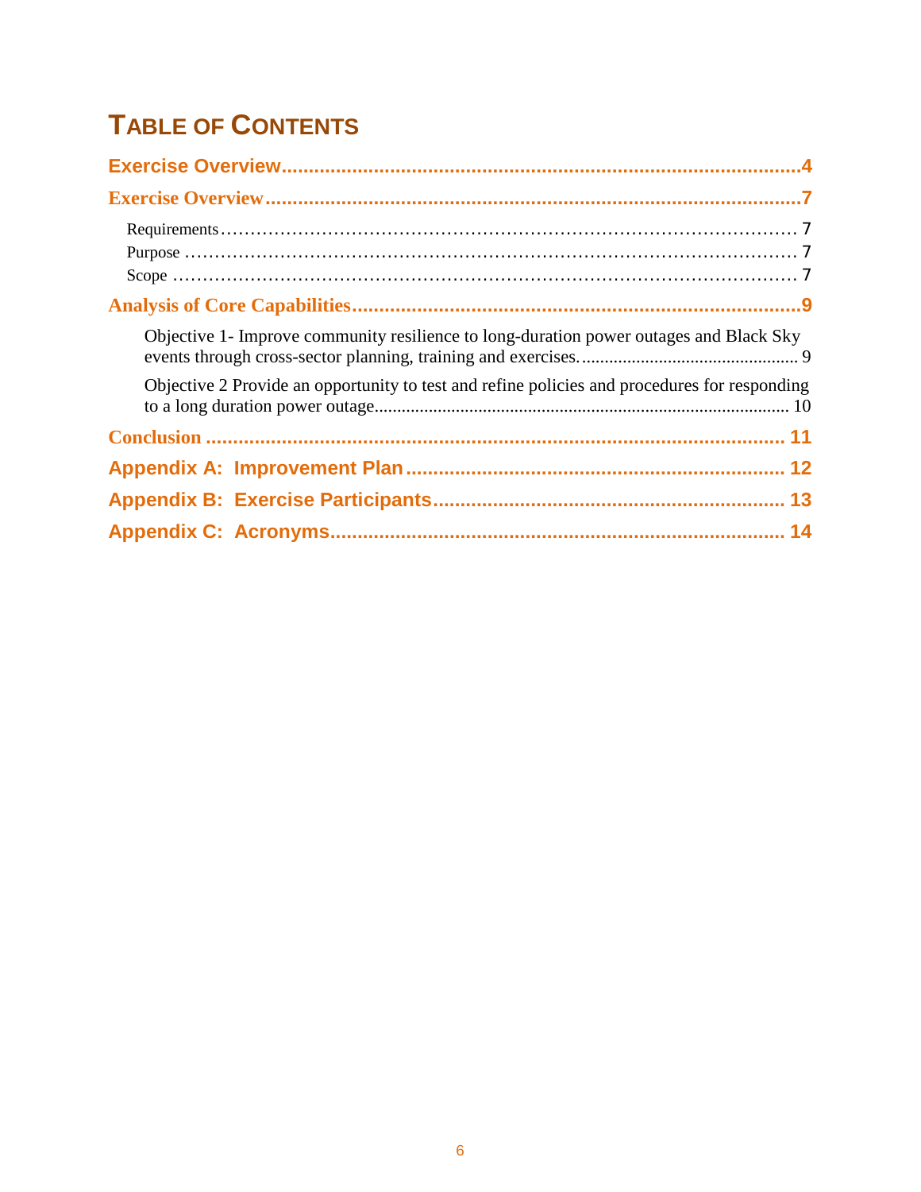# TABLE OF CONTENTS

**Exercise Overview** ........................................................................................ 4

**Exercise Overview** ........................................................................................ 7

Requirements ........................................................................................ 7

Purpose ........................................................................................ 7

Scope ........................................................................................ 7

**Analysis of Core Capabilities** ........................................................................................ 9

Objective 1- Improve community resilience to long-duration power outages and Black Sky events through cross-sector planning, training and exercises. ........................................ 9

Objective 2 Provide an opportunity to test and refine policies and procedures for responding to a long duration power outage ........................................................................ 10

**Conclusion** ........................................................................................ 11

**Appendix A: Improvement Plan** ........................................................................................ 12

**Appendix B: Exercise Participants** ........................................................................................ 13

**Appendix C: Acronyms** ........................................................................................ 14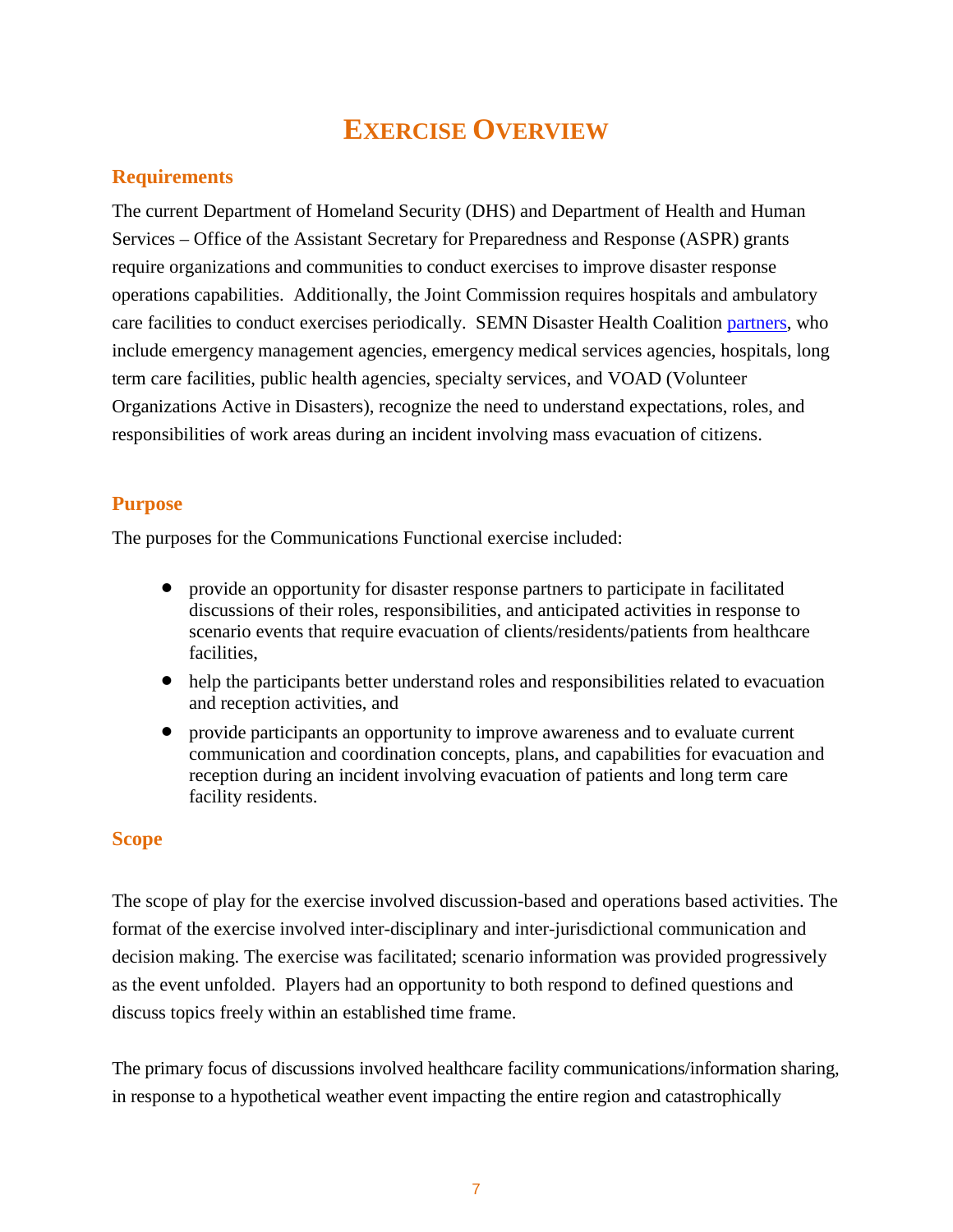# EXERCISE OVERVIEW

## Requirements

The current Department of Homeland Security (DHS) and Department of Health and Human Services – Office of the Assistant Secretary for Preparedness and Response (ASPR) grants require organizations and communities to conduct exercises to improve disaster response operations capabilities. Additionally, the Joint Commission requires hospitals and ambulatory care facilities to conduct exercises periodically. SEMN Disaster Health Coalition partners, who include emergency management agencies, emergency medical services agencies, hospitals, long term care facilities, public health agencies, specialty services, and VOAD (Volunteer Organizations Active in Disasters), recognize the need to understand expectations, roles, and responsibilities of work areas during an incident involving mass evacuation of citizens.

## Purpose

The purposes for the Communications Functional exercise included:

- provide an opportunity for disaster response partners to participate in facilitated discussions of their roles, responsibilities, and anticipated activities in response to scenario events that require evacuation of clients/residents/patients from healthcare facilities,
- help the participants better understand roles and responsibilities related to evacuation and reception activities, and
- provide participants an opportunity to improve awareness and to evaluate current communication and coordination concepts, plans, and capabilities for evacuation and reception during an incident involving evacuation of patients and long term care facility residents.

## Scope

The scope of play for the exercise involved discussion-based and operations based activities. The format of the exercise involved inter-disciplinary and inter-jurisdictional communication and decision making. The exercise was facilitated; scenario information was provided progressively as the event unfolded. Players had an opportunity to both respond to defined questions and discuss topics freely within an established time frame.

The primary focus of discussions involved healthcare facility communications/information sharing, in response to a hypothetical weather event impacting the entire region and catastrophically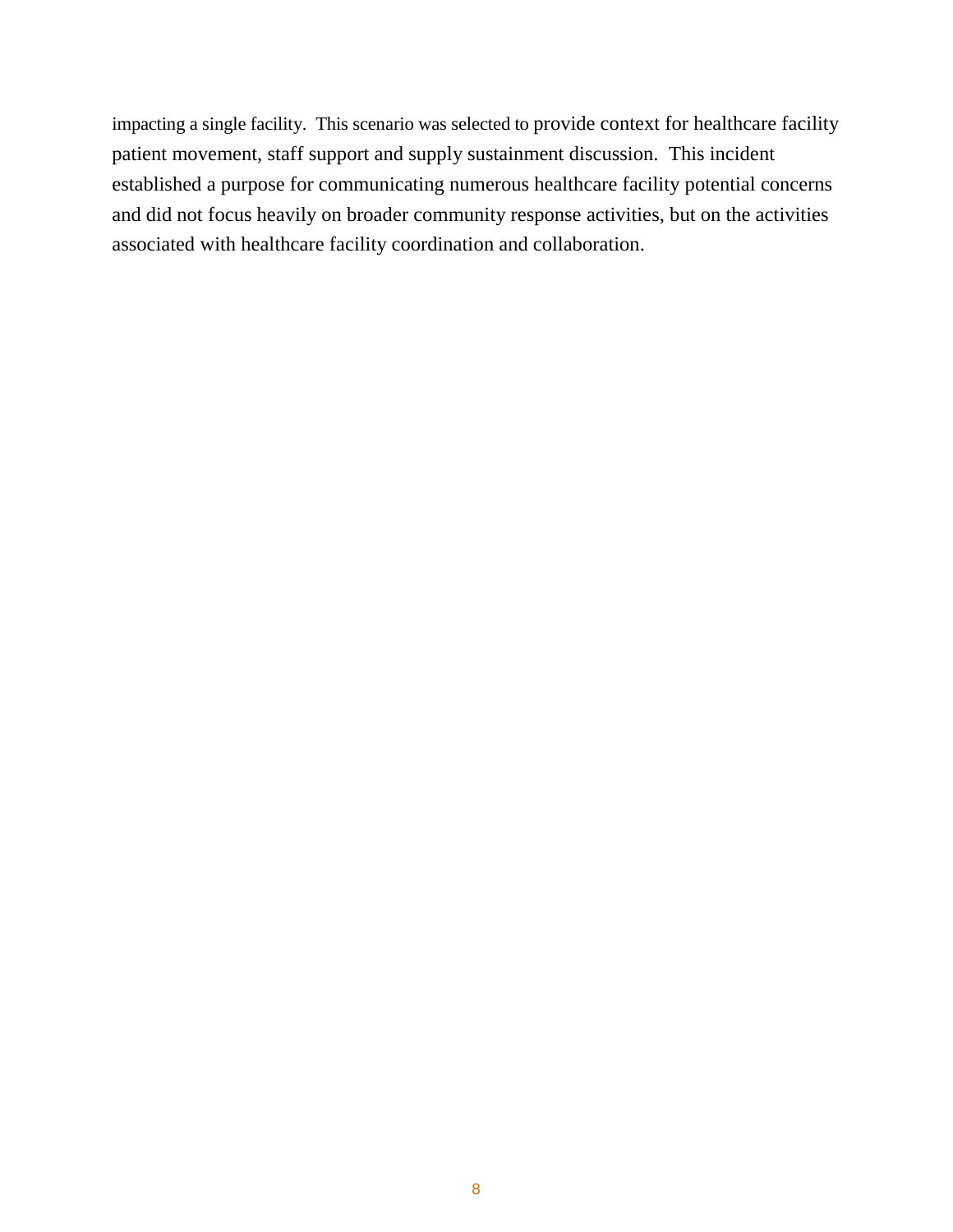impacting a single facility. This scenario was selected to provide context for healthcare facility patient movement, staff support and supply sustainment discussion. This incident established a purpose for communicating numerous healthcare facility potential concerns and did not focus heavily on broader community response activities, but on the activities associated with healthcare facility coordination and collaboration.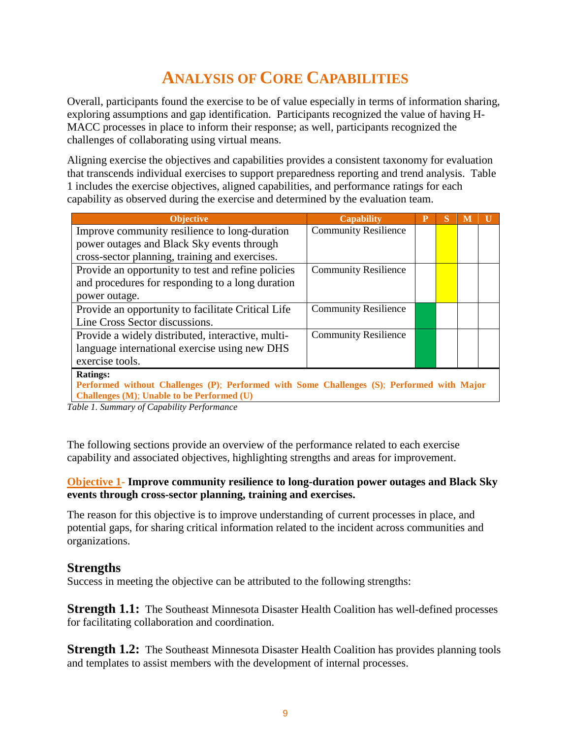# ANALYSIS OF CORE CAPABILITIES

Overall, participants found the exercise to be of value especially in terms of information sharing, exploring assumptions and gap identification. Participants recognized the value of having H-MACC processes in place to inform their response; as well, participants recognized the challenges of collaborating using virtual means.

Aligning exercise the objectives and capabilities provides a consistent taxonomy for evaluation that transcends individual exercises to support preparedness reporting and trend analysis. Table 1 includes the exercise objectives, aligned capabilities, and performance ratings for each capability as observed during the exercise and determined by the evaluation team.

| Objective | Capability | P | S | M | U |
|---|---|---|---|---|---|
| Improve community resilience to long-duration power outages and Black Sky events through cross-sector planning, training and exercises. | Community Resilience | | X | | |
| Provide an opportunity to test and refine policies and procedures for responding to a long duration power outage. | Community Resilience | | X | | |
| Provide an opportunity to facilitate Critical Life Line Cross Sector discussions. | Community Resilience | X | | | |
| Provide a widely distributed, interactive, multi-language international exercise using new DHS exercise tools. | Community Resilience | X | | | |

**Ratings:**
**Performed without Challenges (P); Performed with Some Challenges (S); Performed with Major Challenges (M); Unable to be Performed (U)**

*Table 1. Summary of Capability Performance*

The following sections provide an overview of the performance related to each exercise capability and associated objectives, highlighting strengths and areas for improvement.

**Objective 1- Improve community resilience to long-duration power outages and Black Sky events through cross-sector planning, training and exercises.**

The reason for this objective is to improve understanding of current processes in place, and potential gaps, for sharing critical information related to the incident across communities and organizations.

## Strengths

Success in meeting the objective can be attributed to the following strengths:

**Strength 1.1:** The Southeast Minnesota Disaster Health Coalition has well-defined processes for facilitating collaboration and coordination.

**Strength 1.2:** The Southeast Minnesota Disaster Health Coalition has provides planning tools and templates to assist members with the development of internal processes.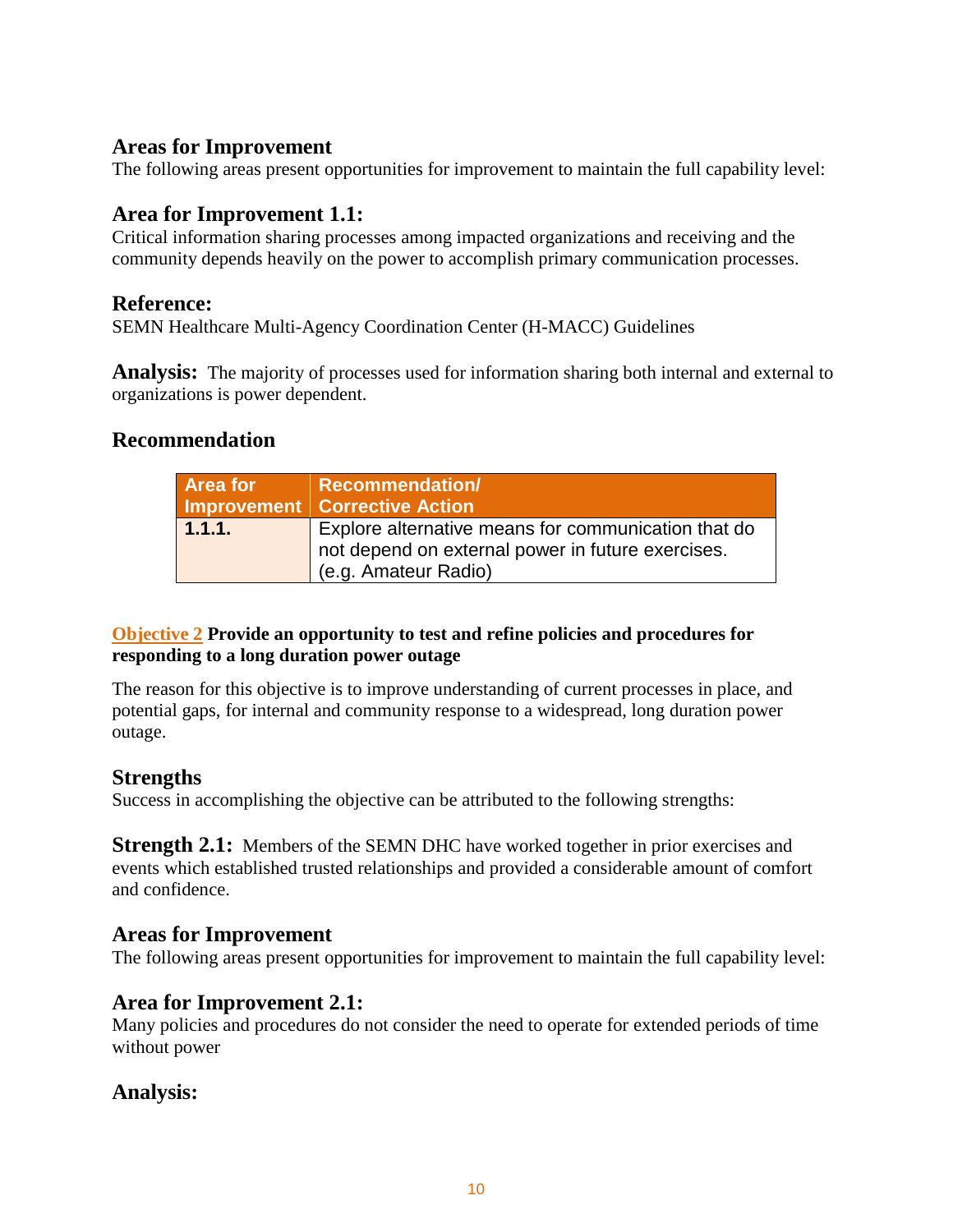## Areas for Improvement

The following areas present opportunities for improvement to maintain the full capability level:

### Area for Improvement 1.1:

Critical information sharing processes among impacted organizations and receiving and the community depends heavily on the power to accomplish primary communication processes.

### Reference:

SEMN Healthcare Multi-Agency Coordination Center (H-MACC) Guidelines

**Analysis:** The majority of processes used for information sharing both internal and external to organizations is power dependent.

### Recommendation

| Area for Improvement | Recommendation/ Corrective Action |
| --- | --- |
| 1.1.1. | Explore alternative means for communication that do not depend on external power in future exercises. (e.g. Amateur Radio) |

**Objective 2 Provide an opportunity to test and refine policies and procedures for responding to a long duration power outage**

The reason for this objective is to improve understanding of current processes in place, and potential gaps, for internal and community response to a widespread, long duration power outage.

## Strengths

Success in accomplishing the objective can be attributed to the following strengths:

**Strength 2.1:** Members of the SEMN DHC have worked together in prior exercises and events which established trusted relationships and provided a considerable amount of comfort and confidence.

## Areas for Improvement

The following areas present opportunities for improvement to maintain the full capability level:

### Area for Improvement 2.1:

Many policies and procedures do not consider the need to operate for extended periods of time without power

### Analysis: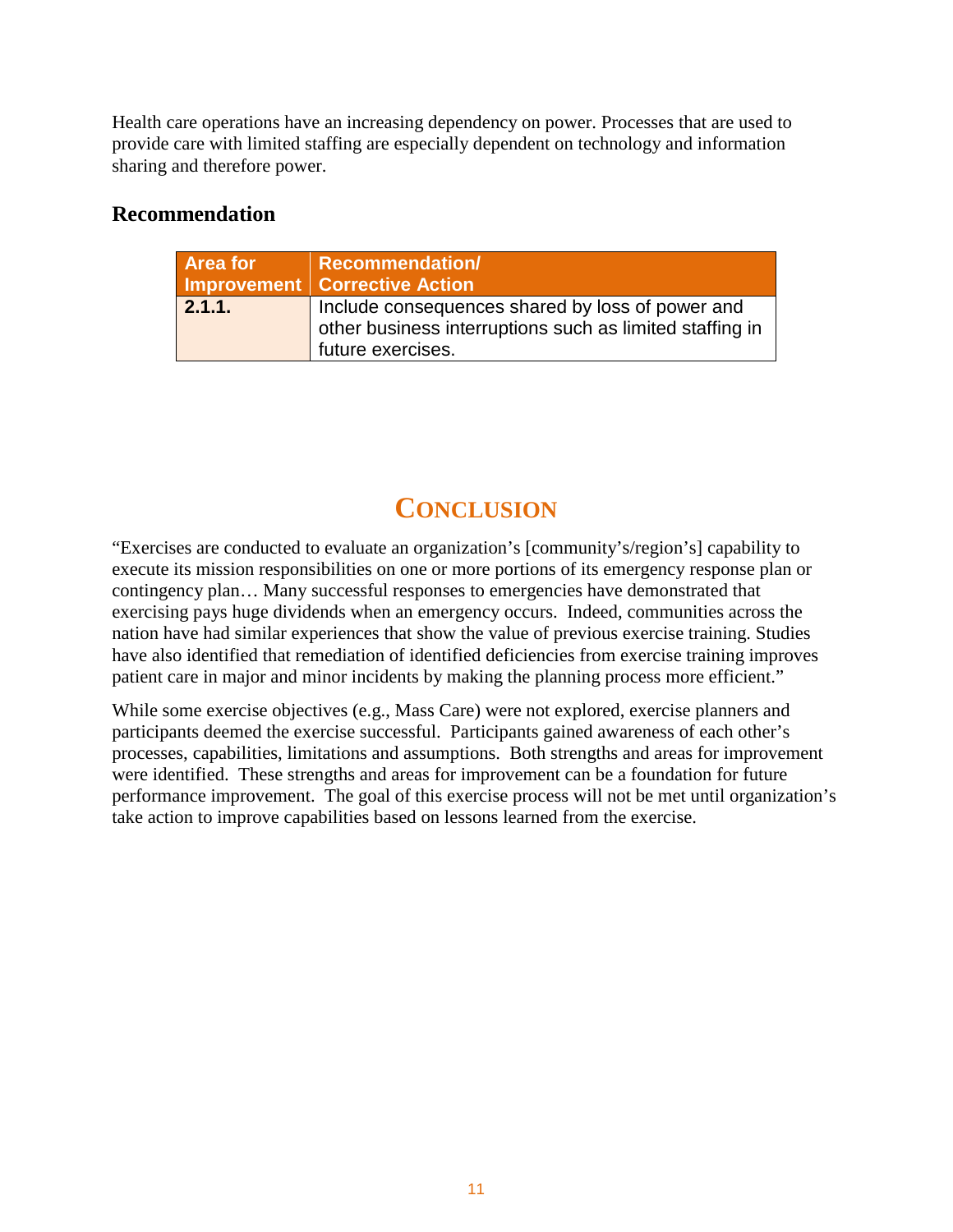Health care operations have an increasing dependency on power. Processes that are used to provide care with limited staffing are especially dependent on technology and information sharing and therefore power.

### Recommendation

| Area for Improvement | Recommendation/ Corrective Action |
|---|---|
| **2.1.1.** | Include consequences shared by loss of power and other business interruptions such as limited staffing in future exercises. |

# CONCLUSION

"Exercises are conducted to evaluate an organization's [community's/region's] capability to execute its mission responsibilities on one or more portions of its emergency response plan or contingency plan… Many successful responses to emergencies have demonstrated that exercising pays huge dividends when an emergency occurs. Indeed, communities across the nation have had similar experiences that show the value of previous exercise training. Studies have also identified that remediation of identified deficiencies from exercise training improves patient care in major and minor incidents by making the planning process more efficient."

While some exercise objectives (e.g., Mass Care) were not explored, exercise planners and participants deemed the exercise successful. Participants gained awareness of each other's processes, capabilities, limitations and assumptions. Both strengths and areas for improvement were identified. These strengths and areas for improvement can be a foundation for future performance improvement. The goal of this exercise process will not be met until organization's take action to improve capabilities based on lessons learned from the exercise.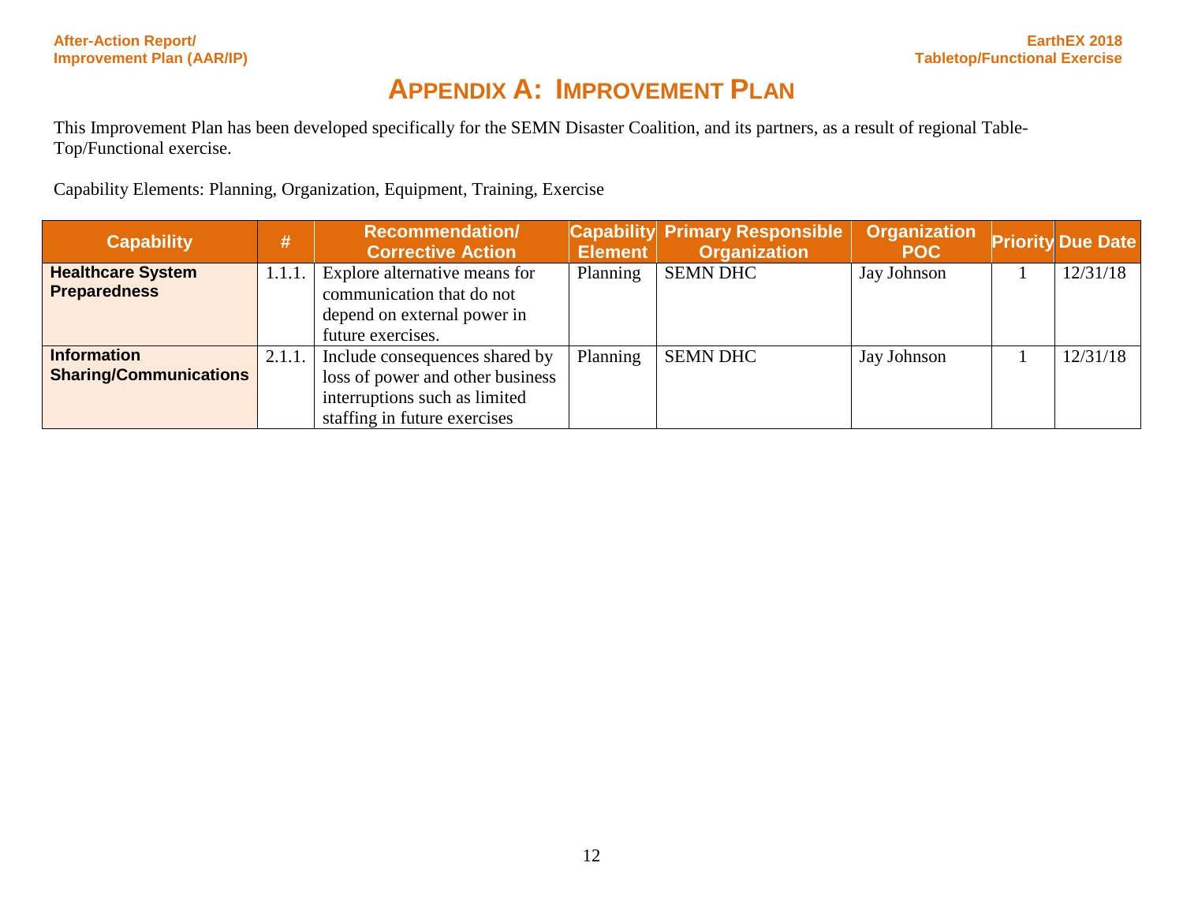# Appendix A: Improvement Plan

This Improvement Plan has been developed specifically for the SEMN Disaster Coalition, and its partners, as a result of regional Table-Top/Functional exercise.

Capability Elements: Planning, Organization, Equipment, Training, Exercise

| Capability | # | Recommendation/ Corrective Action | Capability Element | Primary Responsible Organization | Organization POC | Priority | Due Date |
|---|---|---|---|---|---|---|---|
| **Healthcare System Preparedness** | 1.1.1. | Explore alternative means for communication that do not depend on external power in future exercises. | Planning | SEMN DHC | Jay Johnson | 1 | 12/31/18 |
| **Information Sharing/Communications** | 2.1.1. | Include consequences shared by loss of power and other business interruptions such as limited staffing in future exercises | Planning | SEMN DHC | Jay Johnson | 1 | 12/31/18 |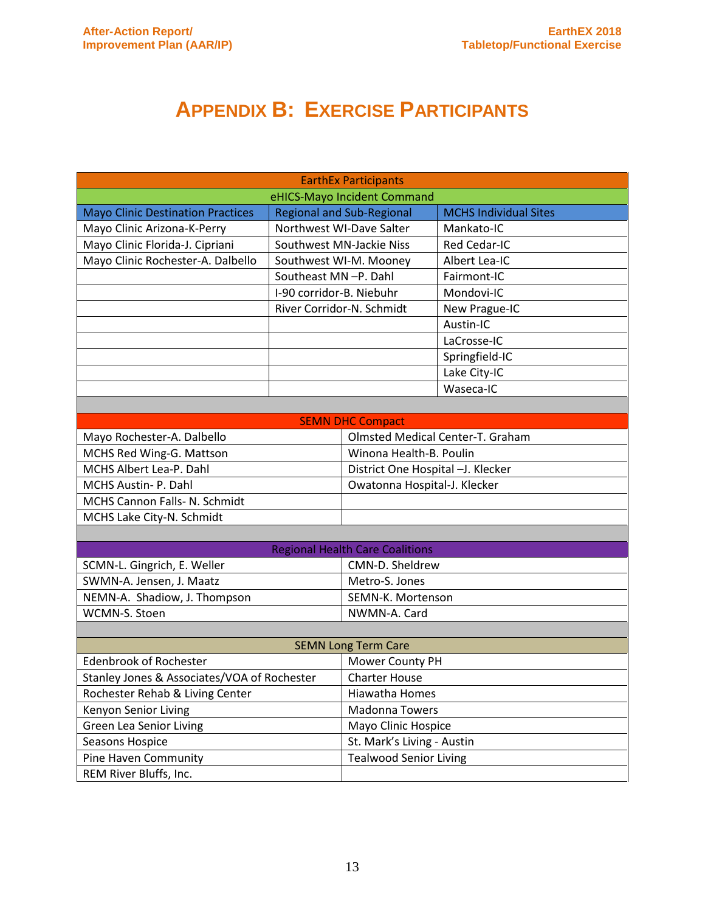# Appendix B: Exercise Participants

| EarthEx Participants | | |
|---|---|---|
| **eHICS-Mayo Incident Command** | | |
| **Mayo Clinic Destination Practices** | **Regional and Sub-Regional** | **MCHS Individual Sites** |
| Mayo Clinic Arizona-K-Perry | Northwest WI-Dave Salter | Mankato-IC |
| Mayo Clinic Florida-J. Cipriani | Southwest MN-Jackie Niss | Red Cedar-IC |
| Mayo Clinic Rochester-A. Dalbello | Southwest WI-M. Mooney | Albert Lea-IC |
| | Southeast MN –P. Dahl | Fairmont-IC |
| | I-90 corridor-B. Niebuhr | Mondovi-IC |
| | River Corridor-N. Schmidt | New Prague-IC |
| | | Austin-IC |
| | | LaCrosse-IC |
| | | Springfield-IC |
| | | Lake City-IC |
| | | Waseca-IC |

| SEMN DHC Compact | |
|---|---|
| Mayo Rochester-A. Dalbello | Olmsted Medical Center-T. Graham |
| MCHS Red Wing-G. Mattson | Winona Health-B. Poulin |
| MCHS Albert Lea-P. Dahl | District One Hospital –J. Klecker |
| MCHS Austin- P. Dahl | Owatonna Hospital-J. Klecker |
| MCHS Cannon Falls- N. Schmidt | |
| MCHS Lake City-N. Schmidt | |

| Regional Health Care Coalitions | |
|---|---|
| SCMN-L. Gingrich, E. Weller | CMN-D. Sheldrew |
| SWMN-A. Jensen, J. Maatz | Metro-S. Jones |
| NEMN-A. Shadiow, J. Thompson | SEMN-K. Mortenson |
| WCMN-S. Stoen | NWMN-A. Card |

| SEMN Long Term Care | |
|---|---|
| Edenbrook of Rochester | Mower County PH |
| Stanley Jones & Associates/VOA of Rochester | Charter House |
| Rochester Rehab & Living Center | Hiawatha Homes |
| Kenyon Senior Living | Madonna Towers |
| Green Lea Senior Living | Mayo Clinic Hospice |
| Seasons Hospice | St. Mark's Living - Austin |
| Pine Haven Community | Tealwood Senior Living |
| REM River Bluffs, Inc. | |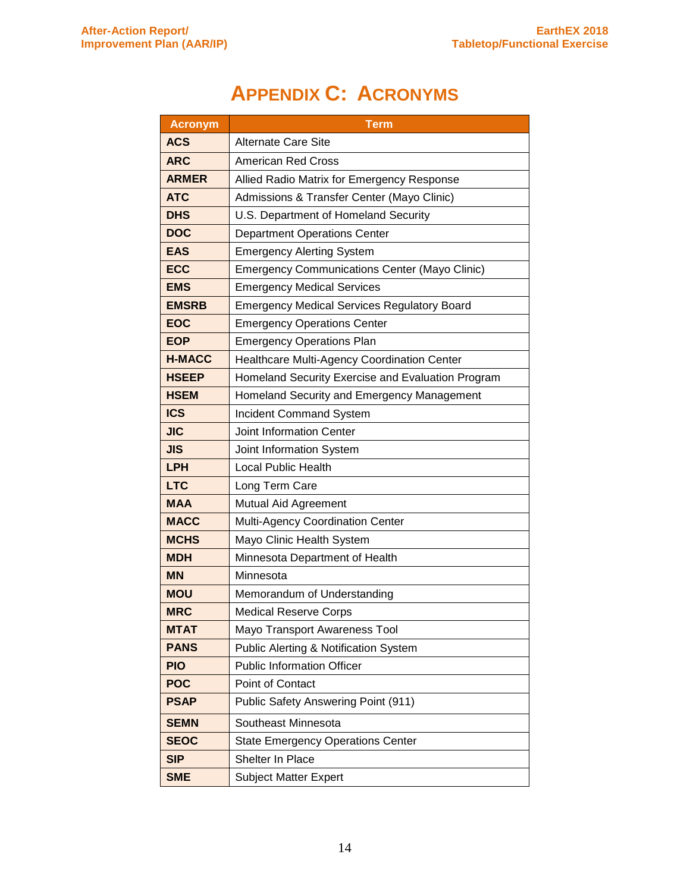# Appendix C: Acronyms

| Acronym | Term |
|---|---|
| **ACS** | Alternate Care Site |
| **ARC** | American Red Cross |
| **ARMER** | Allied Radio Matrix for Emergency Response |
| **ATC** | Admissions & Transfer Center (Mayo Clinic) |
| **DHS** | U.S. Department of Homeland Security |
| **DOC** | Department Operations Center |
| **EAS** | Emergency Alerting System |
| **ECC** | Emergency Communications Center (Mayo Clinic) |
| **EMS** | Emergency Medical Services |
| **EMSRB** | Emergency Medical Services Regulatory Board |
| **EOC** | Emergency Operations Center |
| **EOP** | Emergency Operations Plan |
| **H-MACC** | Healthcare Multi-Agency Coordination Center |
| **HSEEP** | Homeland Security Exercise and Evaluation Program |
| **HSEM** | Homeland Security and Emergency Management |
| **ICS** | Incident Command System |
| **JIC** | Joint Information Center |
| **JIS** | Joint Information System |
| **LPH** | Local Public Health |
| **LTC** | Long Term Care |
| **MAA** | Mutual Aid Agreement |
| **MACC** | Multi-Agency Coordination Center |
| **MCHS** | Mayo Clinic Health System |
| **MDH** | Minnesota Department of Health |
| **MN** | Minnesota |
| **MOU** | Memorandum of Understanding |
| **MRC** | Medical Reserve Corps |
| **MTAT** | Mayo Transport Awareness Tool |
| **PANS** | Public Alerting & Notification System |
| **PIO** | Public Information Officer |
| **POC** | Point of Contact |
| **PSAP** | Public Safety Answering Point (911) |
| **SEMN** | Southeast Minnesota |
| **SEOC** | State Emergency Operations Center |
| **SIP** | Shelter In Place |
| **SME** | Subject Matter Expert |